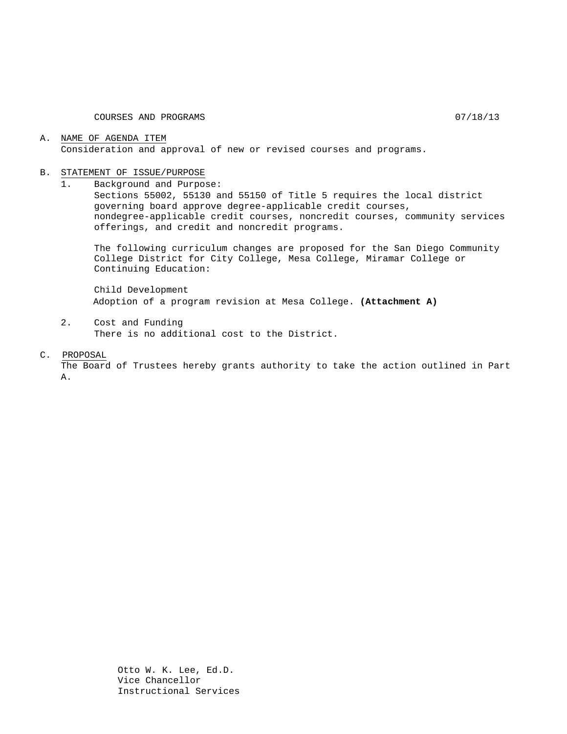COURSES AND PROGRAMS 07/18/13

A. NAME OF AGENDA ITEM
   Consideration and approval of new or revised courses and programs.

B. STATEMENT OF ISSUE/PURPOSE
   1. Background and Purpose:
      Sections 55002, 55130 and 55150 of Title 5 requires the local district governing board approve degree-applicable credit courses, nondegree-applicable credit courses, noncredit courses, community services offerings, and credit and noncredit programs.

      The following curriculum changes are proposed for the San Diego Community College District for City College, Mesa College, Miramar College or Continuing Education:

      Child Development
      Adoption of a program revision at Mesa College. **(Attachment A)**

   2. Cost and Funding
      There is no additional cost to the District.

C. PROPOSAL
   The Board of Trustees hereby grants authority to take the action outlined in Part A.

Otto W. K. Lee, Ed.D.
Vice Chancellor
Instructional Services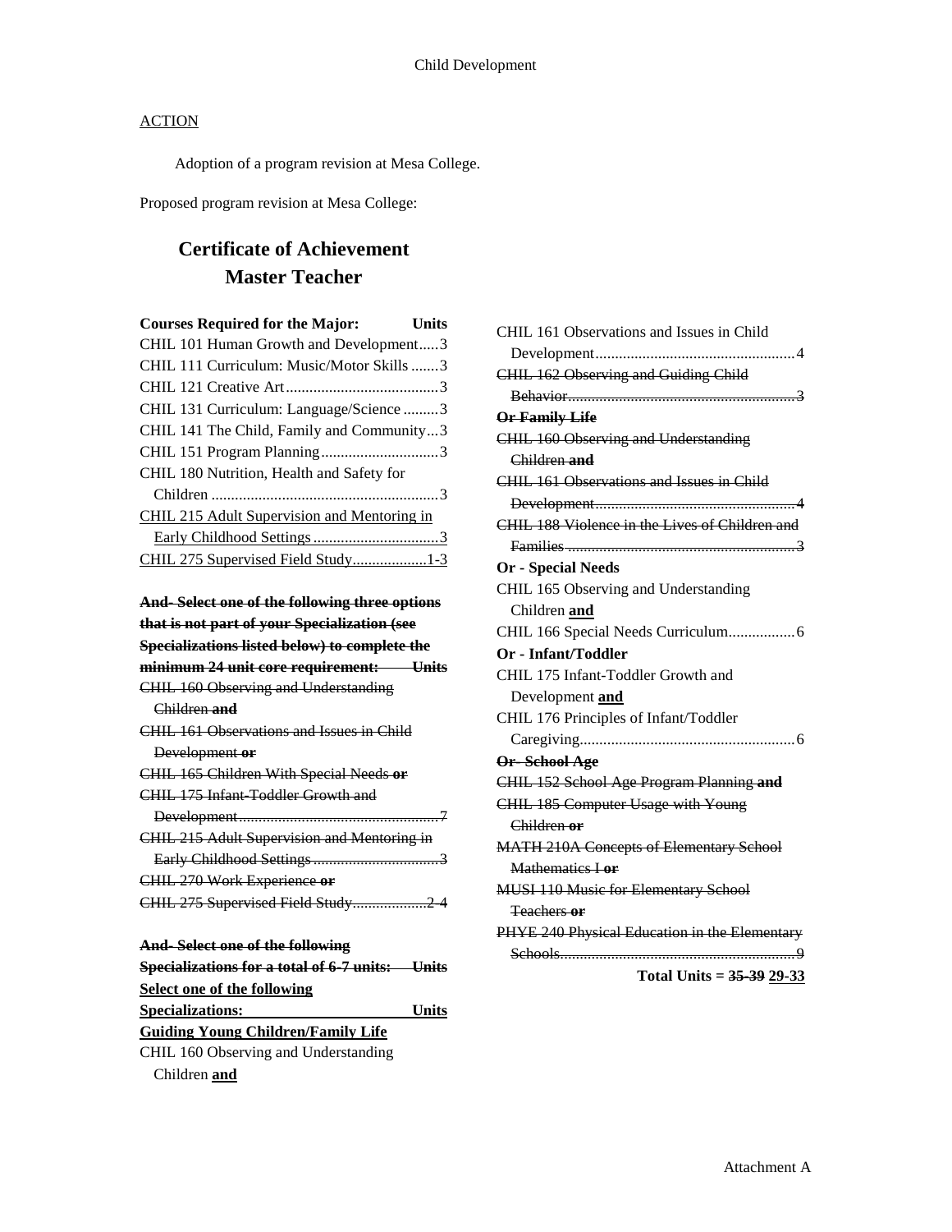ACTION

Adoption of a program revision at Mesa College.

Proposed program revision at Mesa College:

# Certificate of Achievement
# Master Teacher

**Courses Required for the Major: Units**

CHIL 101 Human Growth and Development.....3
CHIL 111 Curriculum: Music/Motor Skills .......3
CHIL 121 Creative Art.......................................3
CHIL 131 Curriculum: Language/Science .........3
CHIL 141 The Child, Family and Community...3
CHIL 151 Program Planning..............................3
CHIL 180 Nutrition, Health and Safety for Children ..........................................................3
CHIL 215 Adult Supervision and Mentoring in Early Childhood Settings ................................3
CHIL 275 Supervised Field Study...................1-3

~~**And- Select one of the following three options that is not part of your Specialization (see Specializations listed below) to complete the minimum 24 unit core requirement: Units**~~

~~CHIL 160 Observing and Understanding Children **and**~~
~~CHIL 161 Observations and Issues in Child Development **or**~~
~~CHIL 165 Children With Special Needs **or**~~
~~CHIL 175 Infant-Toddler Growth and Development...................................................7~~
~~CHIL 215 Adult Supervision and Mentoring in Early Childhood Settings ................................3~~
~~CHIL 270 Work Experience **or**~~
~~CHIL 275 Supervised Field Study...................2-4~~

~~**And- Select one of the following Specializations for a total of 6-7 units: Units**~~

**Select one of the following Specializations: Units**

**Guiding Young Children/Family Life**

CHIL 160 Observing and Understanding Children **and**
CHIL 161 Observations and Issues in Child Development...................................................4
~~CHIL 162 Observing and Guiding Child Behavior...........................................................3~~

~~**Or Family Life**~~

~~CHIL 160 Observing and Understanding Children **and**~~
~~CHIL 161 Observations and Issues in Child Development...................................................4~~
~~CHIL 188 Violence in the Lives of Children and Families ...........................................................3~~

**Or - Special Needs**

CHIL 165 Observing and Understanding Children **and**
CHIL 166 Special Needs Curriculum.................6

**Or - Infant/Toddler**

CHIL 175 Infant-Toddler Growth and Development **and**
CHIL 176 Principles of Infant/Toddler Caregiving.......................................................6

~~**Or- School Age**~~

~~CHIL 152 School Age Program Planning **and**~~
~~CHIL 185 Computer Usage with Young Children **or**~~
~~MATH 210A Concepts of Elementary School Mathematics I **or**~~
~~MUSI 110 Music for Elementary School Teachers **or**~~
~~PHYE 240 Physical Education in the Elementary Schools............................................................9~~

**Total Units = ~~35-39~~ 29-33**

Attachment A